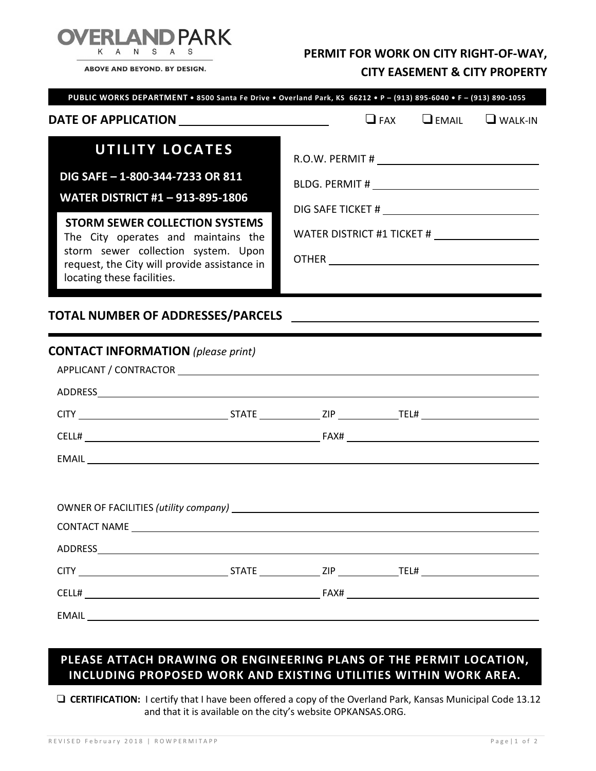**OVERLAND PARK**
KANSAS
ABOVE AND BEYOND. BY DESIGN.

# PERMIT FOR WORK ON CITY RIGHT-OF-WAY, CITY EASEMENT & CITY PROPERTY

**PUBLIC WORKS DEPARTMENT • 8500 Santa Fe Drive • Overland Park, KS 66212 • P – (913) 895-6040 • F – (913) 890-1055**

**DATE OF APPLICATION** ______________________  ❑ FAX  ❑ EMAIL  ❑ WALK-IN

## UTILITY LOCATES

**DIG SAFE – 1-800-344-7233 OR 811**

**WATER DISTRICT #1 – 913-895-1806**

**STORM SEWER COLLECTION SYSTEMS**
The City operates and maintains the storm sewer collection system. Upon request, the City will provide assistance in locating these facilities.

R.O.W. PERMIT # ______________________

BLDG. PERMIT # ______________________

DIG SAFE TICKET # ______________________

WATER DISTRICT #1 TICKET # ______________________

OTHER ______________________

**TOTAL NUMBER OF ADDRESSES/PARCELS** ______________________

## CONTACT INFORMATION *(please print)*

APPLICANT / CONTRACTOR ______________________

ADDRESS ______________________

CITY ______________ STATE ________ ZIP ________ TEL# ______________

CELL# ______________________ FAX# ______________________

EMAIL ______________________

OWNER OF FACILITIES *(utility company)* ______________________

CONTACT NAME ______________________

ADDRESS ______________________

CITY ______________ STATE ________ ZIP ________ TEL# ______________

CELL# ______________________ FAX# ______________________

EMAIL ______________________

**PLEASE ATTACH DRAWING OR ENGINEERING PLANS OF THE PERMIT LOCATION, INCLUDING PROPOSED WORK AND EXISTING UTILITIES WITHIN WORK AREA.**

❑ **CERTIFICATION:** I certify that I have been offered a copy of the Overland Park, Kansas Municipal Code 13.12 and that it is available on the city's website OPKANSAS.ORG.

REVISED February 2018 | ROWPERMITAPP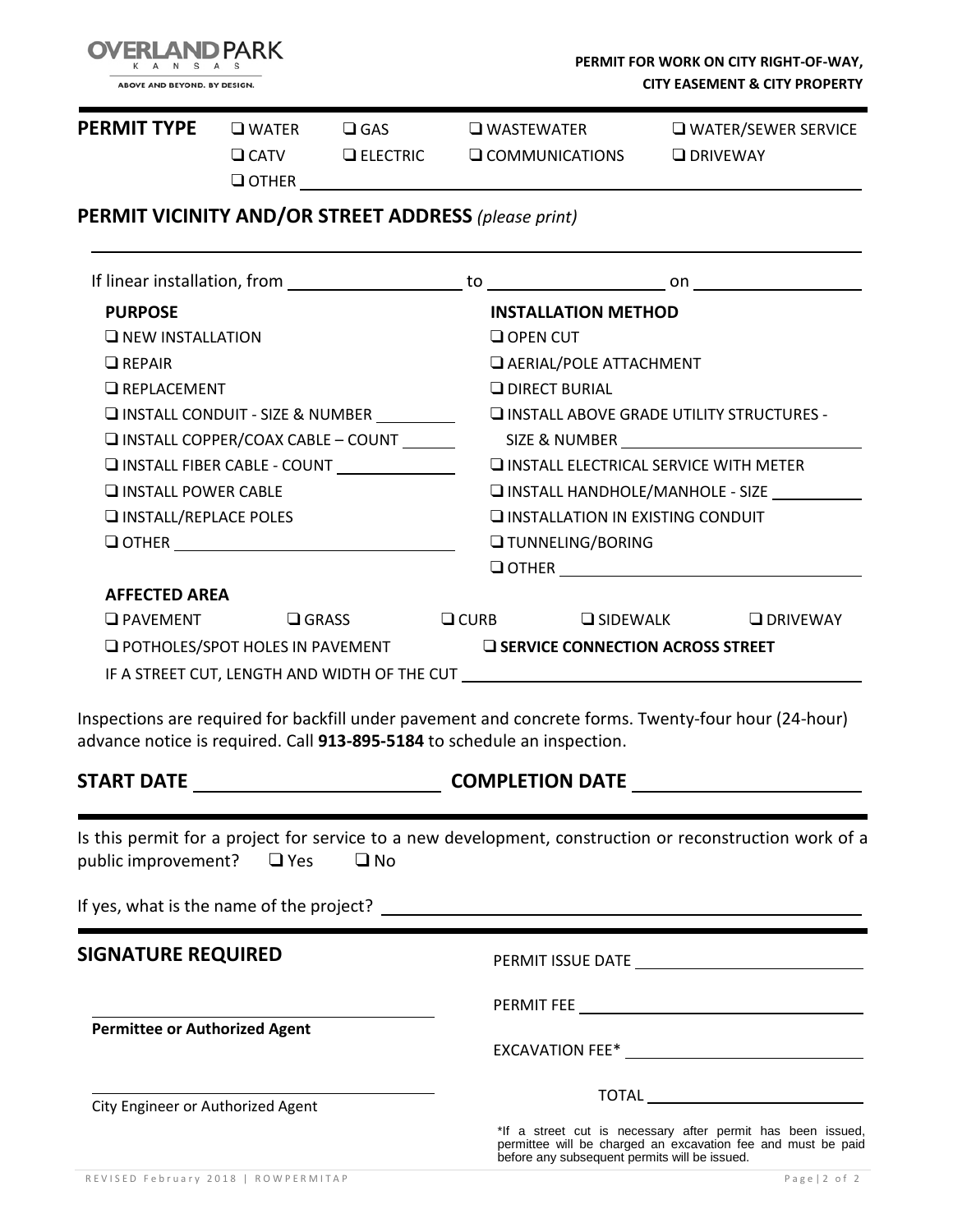OVERLAND PARK
KANSAS
ABOVE AND BEYOND. BY DESIGN.

**PERMIT FOR WORK ON CITY RIGHT-OF-WAY, CITY EASEMENT & CITY PROPERTY**

**PERMIT TYPE** ❑ WATER ❑ GAS ❑ WASTEWATER ❑ WATER/SEWER SERVICE ❑ CATV ❑ ELECTRIC ❑ COMMUNICATIONS ❑ DRIVEWAY ❑ OTHER ____________________

## PERMIT VICINITY AND/OR STREET ADDRESS *(please print)*

______________________________________________

If linear installation, from ______________ to ______________ on ______________

**PURPOSE**

- ❑ NEW INSTALLATION
- ❑ REPAIR
- ❑ REPLACEMENT
- ❑ INSTALL CONDUIT - SIZE & NUMBER ________
- ❑ INSTALL COPPER/COAX CABLE – COUNT ______
- ❑ INSTALL FIBER CABLE - COUNT ____________
- ❑ INSTALL POWER CABLE
- ❑ INSTALL/REPLACE POLES
- ❑ OTHER ____________________

**INSTALLATION METHOD**

- ❑ OPEN CUT
- ❑ AERIAL/POLE ATTACHMENT
- ❑ DIRECT BURIAL
- ❑ INSTALL ABOVE GRADE UTILITY STRUCTURES - SIZE & NUMBER ____________________
- ❑ INSTALL ELECTRICAL SERVICE WITH METER
- ❑ INSTALL HANDHOLE/MANHOLE - SIZE __________
- ❑ INSTALLATION IN EXISTING CONDUIT
- ❑ TUNNELING/BORING
- ❑ OTHER ____________________

**AFFECTED AREA**

❑ PAVEMENT ❑ GRASS ❑ CURB ❑ SIDEWALK ❑ DRIVEWAY

❑ POTHOLES/SPOT HOLES IN PAVEMENT **❑ SERVICE CONNECTION ACROSS STREET**

IF A STREET CUT, LENGTH AND WIDTH OF THE CUT ____________________

Inspections are required for backfill under pavement and concrete forms. Twenty-four hour (24-hour) advance notice is required. Call **913-895-5184** to schedule an inspection.

**START DATE** ______________ **COMPLETION DATE** ______________

Is this permit for a project for service to a new development, construction or reconstruction work of a public improvement? ❑ Yes ❑ No

If yes, what is the name of the project? ____________________

## SIGNATURE REQUIRED

______________________________
**Permittee or Authorized Agent**

______________________________
City Engineer or Authorized Agent

PERMIT ISSUE DATE ______________

PERMIT FEE ______________

EXCAVATION FEE* ______________

TOTAL ______________

*If a street cut is necessary after permit has been issued, permittee will be charged an excavation fee and must be paid before any subsequent permits will be issued.

REVISED February 2018 | ROWPERMITAP